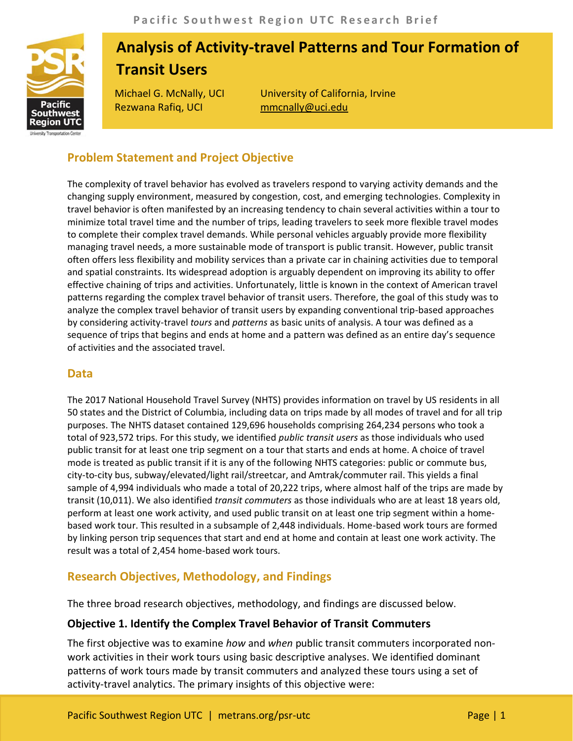# Analysis of Activity-travel Patterns and Tour Formation of Transit Users

Michael G. McNally, UCI
Rezwana Rafiq, UCI

University of California, Irvine
mmcnally@uci.edu

## Problem Statement and Project Objective

The complexity of travel behavior has evolved as travelers respond to varying activity demands and the changing supply environment, measured by congestion, cost, and emerging technologies. Complexity in travel behavior is often manifested by an increasing tendency to chain several activities within a tour to minimize total travel time and the number of trips, leading travelers to seek more flexible travel modes to complete their complex travel demands. While personal vehicles arguably provide more flexibility managing travel needs, a more sustainable mode of transport is public transit. However, public transit often offers less flexibility and mobility services than a private car in chaining activities due to temporal and spatial constraints. Its widespread adoption is arguably dependent on improving its ability to offer effective chaining of trips and activities. Unfortunately, little is known in the context of American travel patterns regarding the complex travel behavior of transit users. Therefore, the goal of this study was to analyze the complex travel behavior of transit users by expanding conventional trip-based approaches by considering activity-travel *tours* and *patterns* as basic units of analysis. A tour was defined as a sequence of trips that begins and ends at home and a pattern was defined as an entire day's sequence of activities and the associated travel.

## Data

The 2017 National Household Travel Survey (NHTS) provides information on travel by US residents in all 50 states and the District of Columbia, including data on trips made by all modes of travel and for all trip purposes. The NHTS dataset contained 129,696 households comprising 264,234 persons who took a total of 923,572 trips. For this study, we identified *public transit users* as those individuals who used public transit for at least one trip segment on a tour that starts and ends at home. A choice of travel mode is treated as public transit if it is any of the following NHTS categories: public or commute bus, city-to-city bus, subway/elevated/light rail/streetcar, and Amtrak/commuter rail. This yields a final sample of 4,994 individuals who made a total of 20,222 trips, where almost half of the trips are made by transit (10,011). We also identified *transit commuters* as those individuals who are at least 18 years old, perform at least one work activity, and used public transit on at least one trip segment within a home-based work tour. This resulted in a subsample of 2,448 individuals. Home-based work tours are formed by linking person trip sequences that start and end at home and contain at least one work activity. The result was a total of 2,454 home-based work tours.

## Research Objectives, Methodology, and Findings

The three broad research objectives, methodology, and findings are discussed below.

### Objective 1. Identify the Complex Travel Behavior of Transit Commuters

The first objective was to examine *how* and *when* public transit commuters incorporated non-work activities in their work tours using basic descriptive analyses. We identified dominant patterns of work tours made by transit commuters and analyzed these tours using a set of activity-travel analytics. The primary insights of this objective were: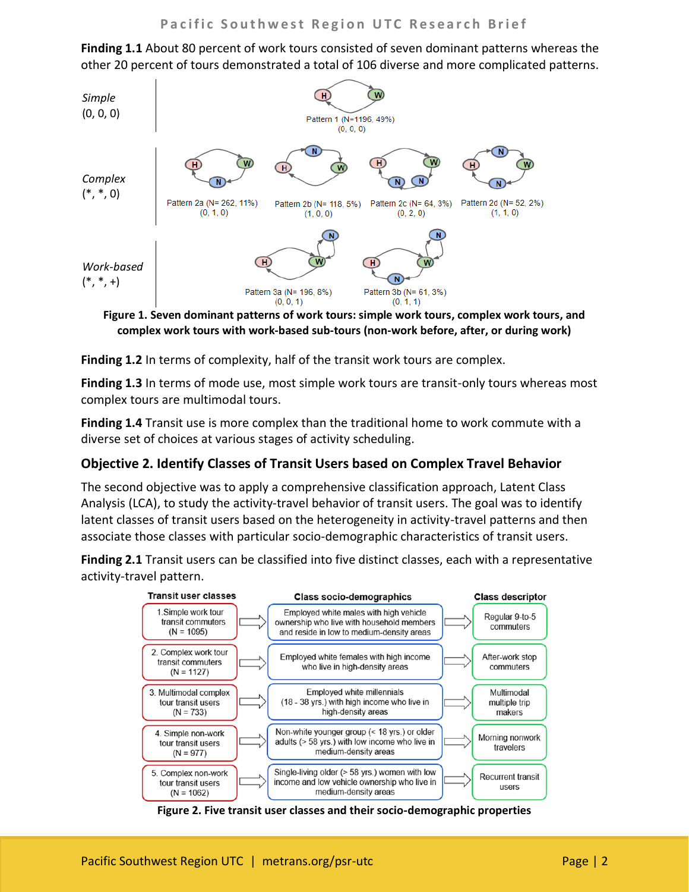**Finding 1.1** About 80 percent of work tours consisted of seven dominant patterns whereas the other 20 percent of tours demonstrated a total of 106 diverse and more complicated patterns.

| | |
|---|---|
| *Simple* (0, 0, 0) | Pattern 1 (N=1196, 49%) (0, 0, 0) |
| *Complex* (*, *, 0) | Pattern 2a (N= 262, 11%) (0, 1, 0); Pattern 2b (N= 118, 5%) (1, 0, 0); Pattern 2c (N= 64, 3%) (0, 2, 0); Pattern 2d (N= 52, 2%) (1, 1, 0) |
| *Work-based* (*, *, +) | Pattern 3a (N= 196, 8%) (0, 0, 1); Pattern 3b (N= 61, 3%) (0, 1, 1) |

**Figure 1. Seven dominant patterns of work tours: simple work tours, complex work tours, and complex work tours with work-based sub-tours (non-work before, after, or during work)**

**Finding 1.2** In terms of complexity, half of the transit work tours are complex.

**Finding 1.3** In terms of mode use, most simple work tours are transit-only tours whereas most complex tours are multimodal tours.

**Finding 1.4** Transit use is more complex than the traditional home to work commute with a diverse set of choices at various stages of activity scheduling.

## Objective 2. Identify Classes of Transit Users based on Complex Travel Behavior

The second objective was to apply a comprehensive classification approach, Latent Class Analysis (LCA), to study the activity-travel behavior of transit users. The goal was to identify latent classes of transit users based on the heterogeneity in activity-travel patterns and then associate those classes with particular socio-demographic characteristics of transit users.

**Finding 2.1** Transit users can be classified into five distinct classes, each with a representative activity-travel pattern.

| Transit user classes | Class socio-demographics | Class descriptor |
|---|---|---|
| 1. Simple work tour transit commuters (N = 1095) | Employed white males with high vehicle ownership who live with household members and reside in low to medium-density areas | Regular 9-to-5 commuters |
| 2. Complex work tour transit commuters (N = 1127) | Employed white females with high income who live in high-density areas | After-work stop commuters |
| 3. Multimodal complex tour transit users (N = 733) | Employed white millennials (18 - 38 yrs.) with high income who live in high-density areas | Multimodal multiple trip makers |
| 4. Simple non-work tour transit users (N = 977) | Non-white younger group (< 18 yrs.) or older adults (> 58 yrs.) with low income who live in medium-density areas | Morning nonwork travelers |
| 5. Complex non-work tour transit users (N = 1062) | Single-living older (> 58 yrs.) women with low income and low vehicle ownership who live in medium-density areas | Recurrent transit users |

**Figure 2. Five transit user classes and their socio-demographic properties**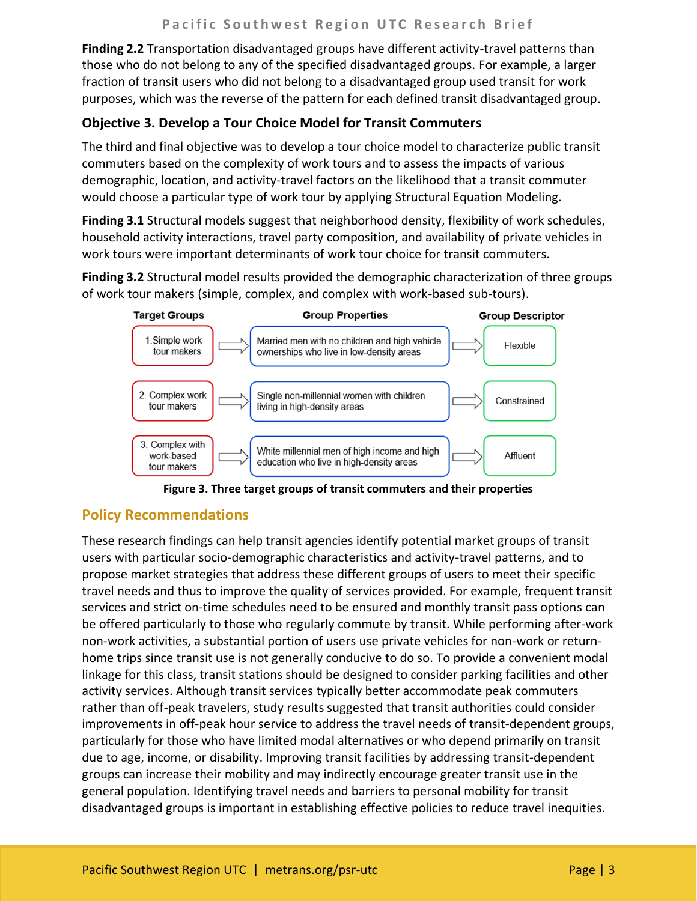**Finding 2.2** Transportation disadvantaged groups have different activity-travel patterns than those who do not belong to any of the specified disadvantaged groups. For example, a larger fraction of transit users who did not belong to a disadvantaged group used transit for work purposes, which was the reverse of the pattern for each defined transit disadvantaged group.

### Objective 3. Develop a Tour Choice Model for Transit Commuters

The third and final objective was to develop a tour choice model to characterize public transit commuters based on the complexity of work tours and to assess the impacts of various demographic, location, and activity-travel factors on the likelihood that a transit commuter would choose a particular type of work tour by applying Structural Equation Modeling.

**Finding 3.1** Structural models suggest that neighborhood density, flexibility of work schedules, household activity interactions, travel party composition, and availability of private vehicles in work tours were important determinants of work tour choice for transit commuters.

**Finding 3.2** Structural model results provided the demographic characterization of three groups of work tour makers (simple, complex, and complex with work-based sub-tours).

Target Groups

Group Properties

Group Descriptor

1. Simple work tour makers

Married men with no children and high vehicle ownerships who live in low-density areas

Flexible

2. Complex work tour makers

Single non-millennial women with children living in high-density areas

Constrained

3. Complex with work-based tour makers

White millennial men of high income and high education who live in high-density areas

Affluent

**Figure 3. Three target groups of transit commuters and their properties**

## Policy Recommendations

These research findings can help transit agencies identify potential market groups of transit users with particular socio-demographic characteristics and activity-travel patterns, and to propose market strategies that address these different groups of users to meet their specific travel needs and thus to improve the quality of services provided. For example, frequent transit services and strict on-time schedules need to be ensured and monthly transit pass options can be offered particularly to those who regularly commute by transit. While performing after-work non-work activities, a substantial portion of users use private vehicles for non-work or return-home trips since transit use is not generally conducive to do so. To provide a convenient modal linkage for this class, transit stations should be designed to consider parking facilities and other activity services. Although transit services typically better accommodate peak commuters rather than off-peak travelers, study results suggested that transit authorities could consider improvements in off-peak hour service to address the travel needs of transit-dependent groups, particularly for those who have limited modal alternatives or who depend primarily on transit due to age, income, or disability. Improving transit facilities by addressing transit-dependent groups can increase their mobility and may indirectly encourage greater transit use in the general population. Identifying travel needs and barriers to personal mobility for transit disadvantaged groups is important in establishing effective policies to reduce travel inequities.